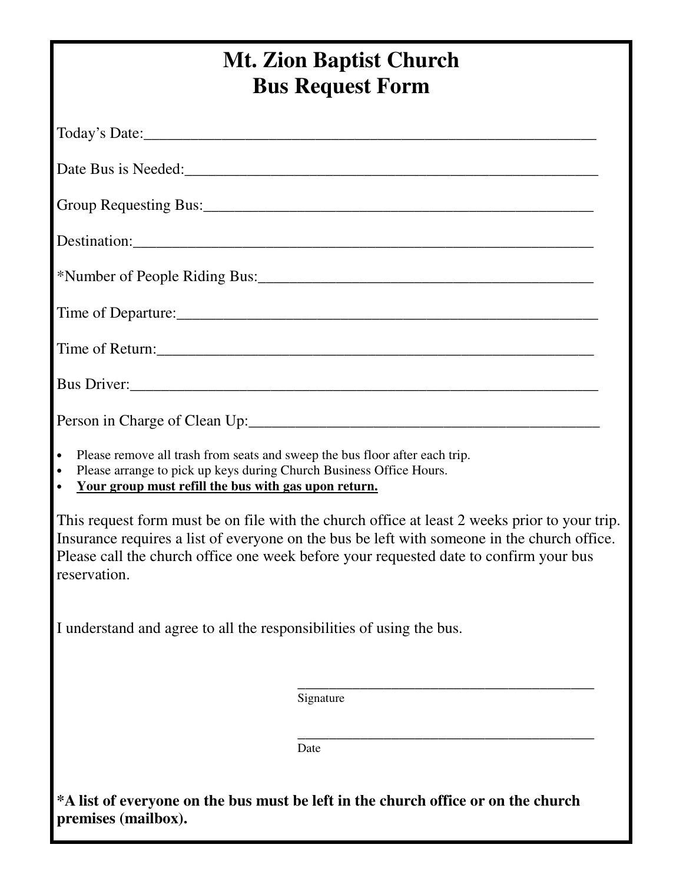# Mt. Zion Baptist Church
# Bus Request Form

Today's Date:___________________________________________________________

Date Bus is Needed:______________________________________________________

Group Requesting Bus:____________________________________________________

Destination:_____________________________________________________________

*Number of People Riding Bus:_____________________________________________

Time of Departure:_______________________________________________________

Time of Return:__________________________________________________________

Bus Driver:______________________________________________________________

Person in Charge of Clean Up:______________________________________________

- Please remove all trash from seats and sweep the bus floor after each trip.
- Please arrange to pick up keys during Church Business Office Hours.
- **Your group must refill the bus with gas upon return.**

This request form must be on file with the church office at least 2 weeks prior to your trip. Insurance requires a list of everyone on the bus be left with someone in the church office. Please call the church office one week before your requested date to confirm your bus reservation.

I understand and agree to all the responsibilities of using the bus.

_________________________________________
Signature

_________________________________________
Date

**\*A list of everyone on the bus must be left in the church office or on the church premises (mailbox).**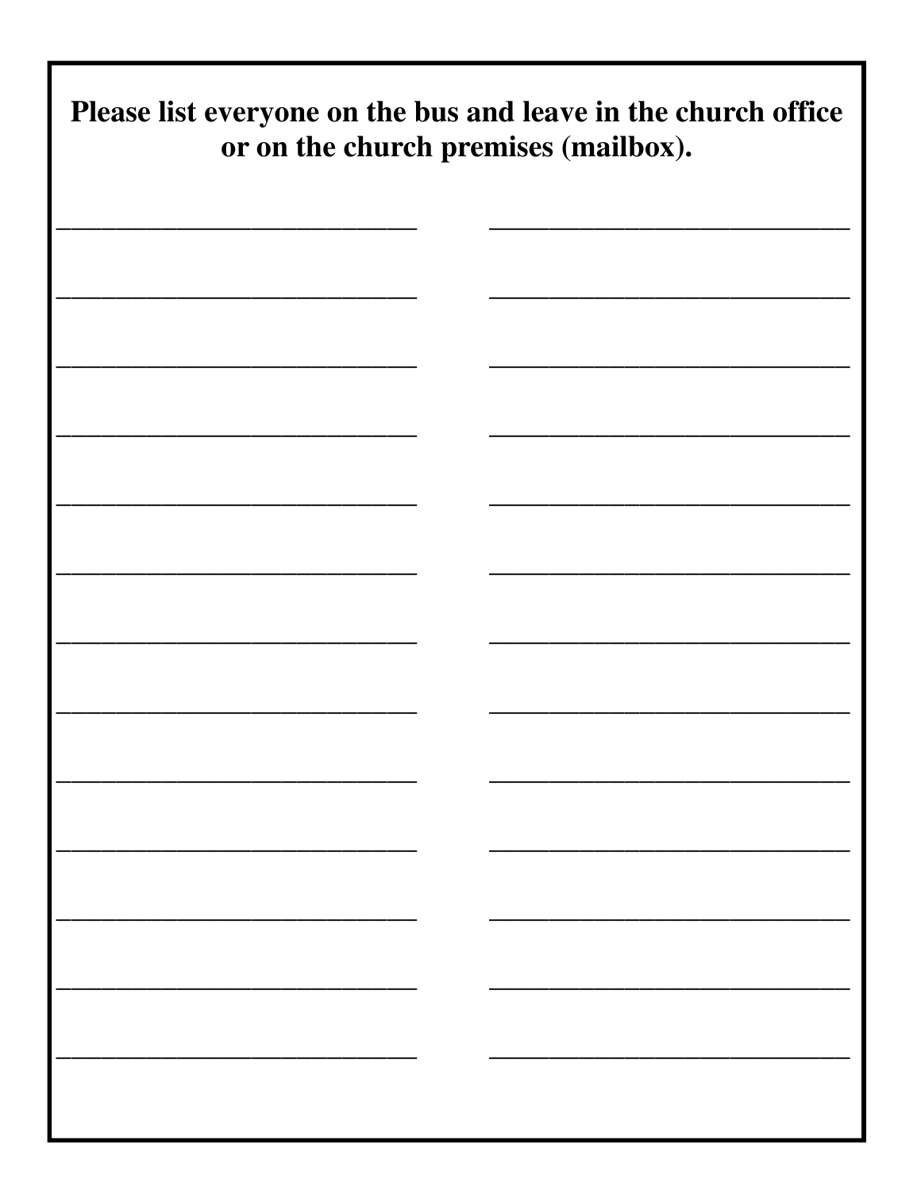**Please list everyone on the bus and leave in the church office or on the church premises (mailbox).**

| | |
|---|---|
| ___________________________ | ___________________________ |
| ___________________________ | ___________________________ |
| ___________________________ | ___________________________ |
| ___________________________ | ___________________________ |
| ___________________________ | ___________________________ |
| ___________________________ | ___________________________ |
| ___________________________ | ___________________________ |
| ___________________________ | ___________________________ |
| ___________________________ | ___________________________ |
| ___________________________ | ___________________________ |
| ___________________________ | ___________________________ |
| ___________________________ | ___________________________ |
| ___________________________ | ___________________________ |